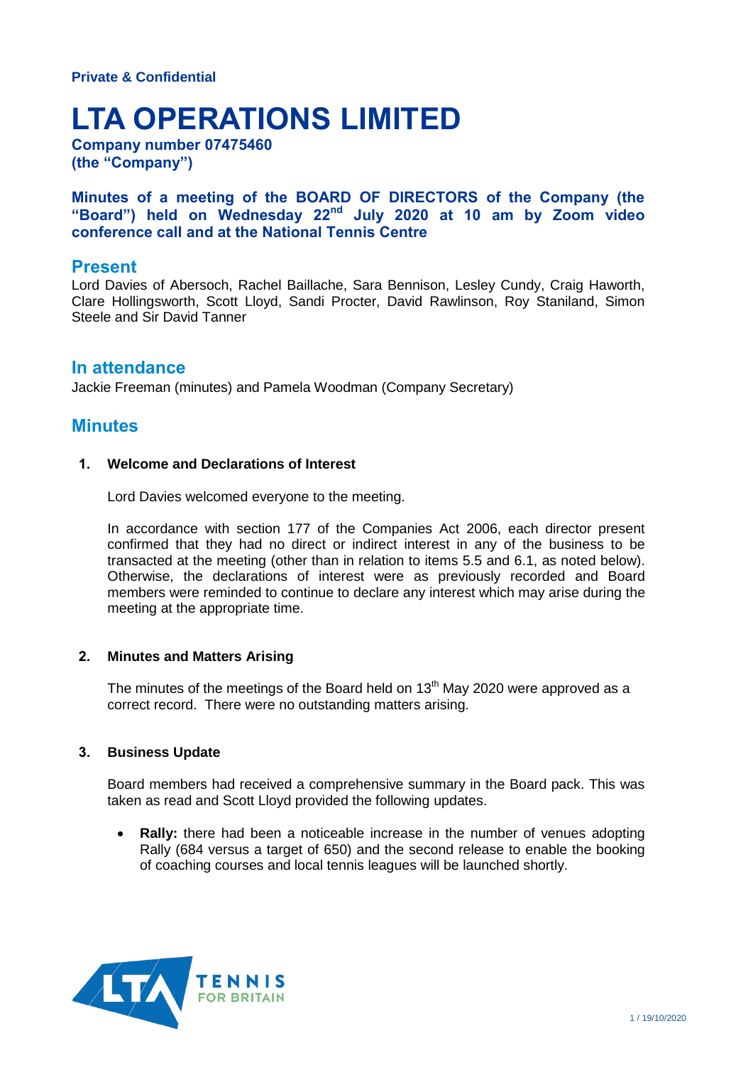**Private & Confidential**

# LTA OPERATIONS LIMITED

**Company number 07475460**
**(the "Company")**

**Minutes of a meeting of the BOARD OF DIRECTORS of the Company (the "Board") held on Wednesday 22nd July 2020 at 10 am by Zoom video conference call and at the National Tennis Centre**

## Present

Lord Davies of Abersoch, Rachel Baillache, Sara Bennison, Lesley Cundy, Craig Haworth, Clare Hollingsworth, Scott Lloyd, Sandi Procter, David Rawlinson, Roy Staniland, Simon Steele and Sir David Tanner

## In attendance

Jackie Freeman (minutes) and Pamela Woodman (Company Secretary)

## Minutes

**1. Welcome and Declarations of Interest**

Lord Davies welcomed everyone to the meeting.

In accordance with section 177 of the Companies Act 2006, each director present confirmed that they had no direct or indirect interest in any of the business to be transacted at the meeting (other than in relation to items 5.5 and 6.1, as noted below). Otherwise, the declarations of interest were as previously recorded and Board members were reminded to continue to declare any interest which may arise during the meeting at the appropriate time.

**2. Minutes and Matters Arising**

The minutes of the meetings of the Board held on 13th May 2020 were approved as a correct record. There were no outstanding matters arising.

**3. Business Update**

Board members had received a comprehensive summary in the Board pack. This was taken as read and Scott Lloyd provided the following updates.

- **Rally:** there had been a noticeable increase in the number of venues adopting Rally (684 versus a target of 650) and the second release to enable the booking of coaching courses and local tennis leagues will be launched shortly.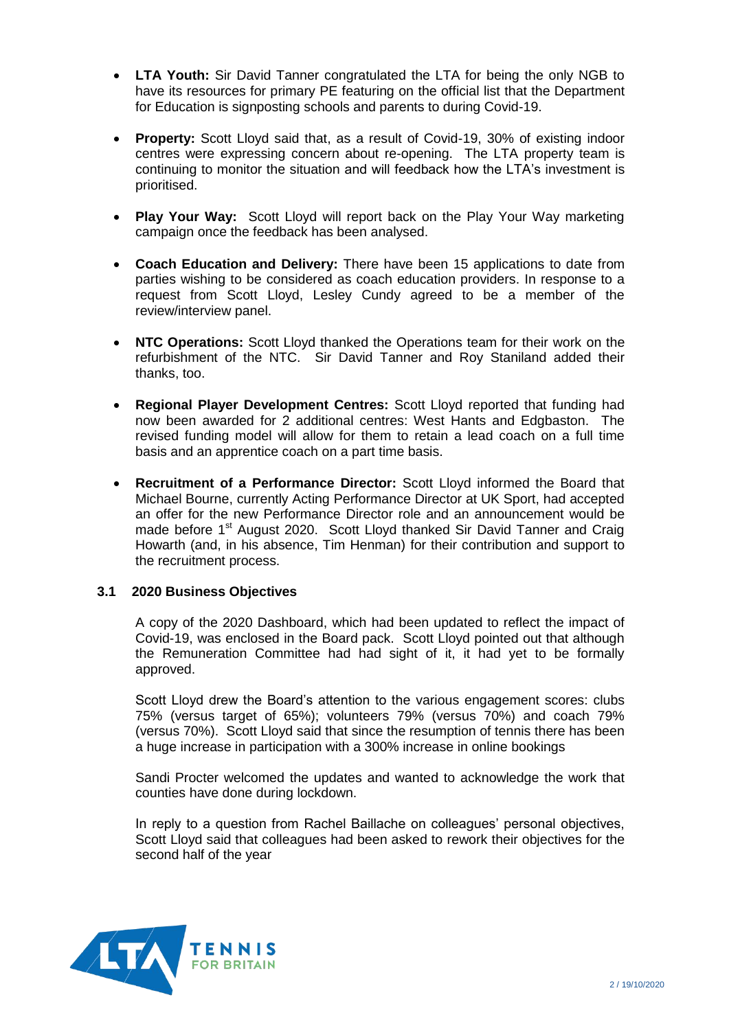- **LTA Youth:** Sir David Tanner congratulated the LTA for being the only NGB to have its resources for primary PE featuring on the official list that the Department for Education is signposting schools and parents to during Covid-19.

- **Property:** Scott Lloyd said that, as a result of Covid-19, 30% of existing indoor centres were expressing concern about re-opening. The LTA property team is continuing to monitor the situation and will feedback how the LTA's investment is prioritised.

- **Play Your Way:** Scott Lloyd will report back on the Play Your Way marketing campaign once the feedback has been analysed.

- **Coach Education and Delivery:** There have been 15 applications to date from parties wishing to be considered as coach education providers. In response to a request from Scott Lloyd, Lesley Cundy agreed to be a member of the review/interview panel.

- **NTC Operations:** Scott Lloyd thanked the Operations team for their work on the refurbishment of the NTC. Sir David Tanner and Roy Staniland added their thanks, too.

- **Regional Player Development Centres:** Scott Lloyd reported that funding had now been awarded for 2 additional centres: West Hants and Edgbaston. The revised funding model will allow for them to retain a lead coach on a full time basis and an apprentice coach on a part time basis.

- **Recruitment of a Performance Director:** Scott Lloyd informed the Board that Michael Bourne, currently Acting Performance Director at UK Sport, had accepted an offer for the new Performance Director role and an announcement would be made before 1st August 2020. Scott Lloyd thanked Sir David Tanner and Craig Howarth (and, in his absence, Tim Henman) for their contribution and support to the recruitment process.

### 3.1 2020 Business Objectives

A copy of the 2020 Dashboard, which had been updated to reflect the impact of Covid-19, was enclosed in the Board pack. Scott Lloyd pointed out that although the Remuneration Committee had had sight of it, it had yet to be formally approved.

Scott Lloyd drew the Board's attention to the various engagement scores: clubs 75% (versus target of 65%); volunteers 79% (versus 70%) and coach 79% (versus 70%). Scott Lloyd said that since the resumption of tennis there has been a huge increase in participation with a 300% increase in online bookings

Sandi Procter welcomed the updates and wanted to acknowledge the work that counties have done during lockdown.

In reply to a question from Rachel Baillache on colleagues' personal objectives, Scott Lloyd said that colleagues had been asked to rework their objectives for the second half of the year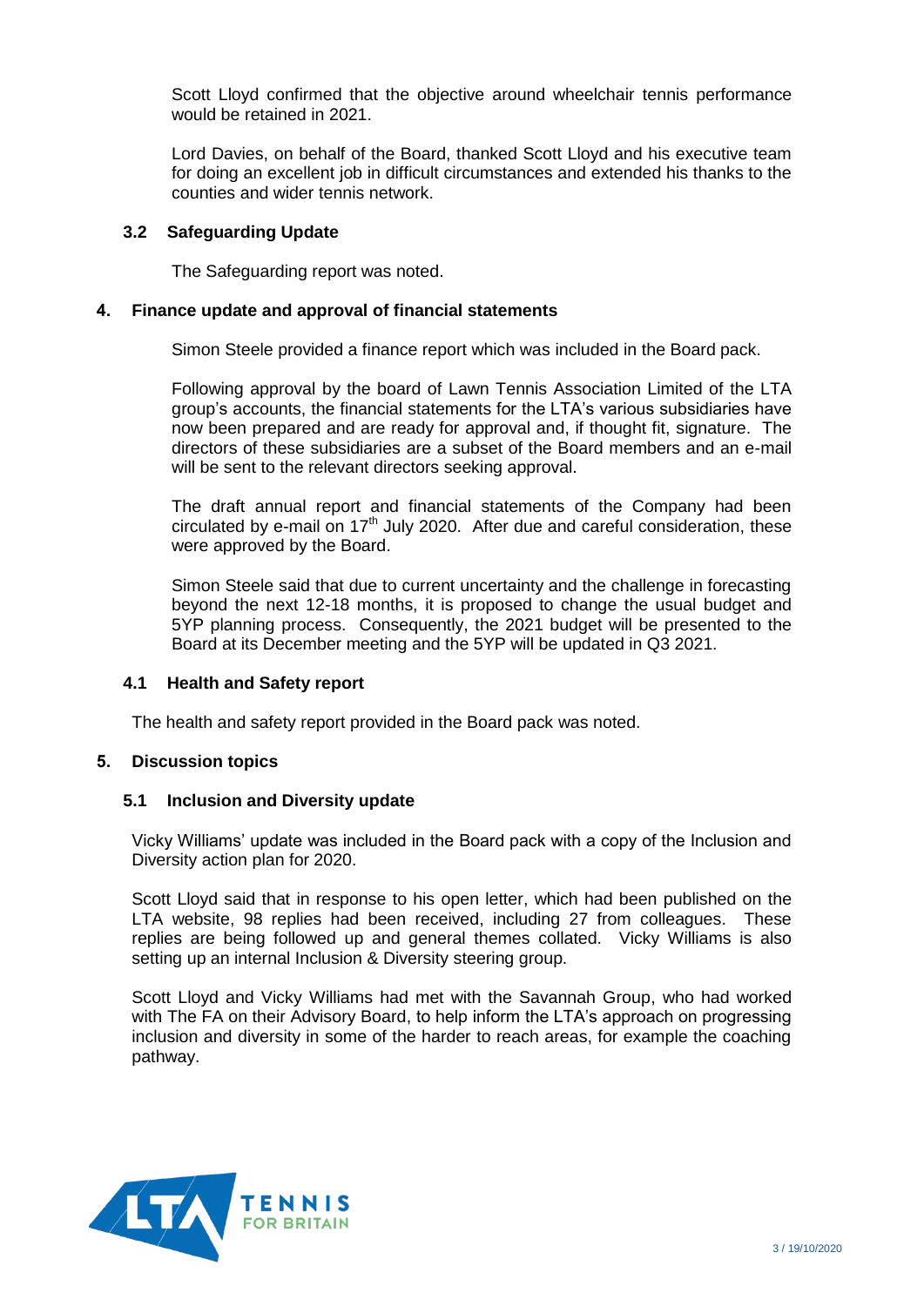Scott Lloyd confirmed that the objective around wheelchair tennis performance would be retained in 2021.

Lord Davies, on behalf of the Board, thanked Scott Lloyd and his executive team for doing an excellent job in difficult circumstances and extended his thanks to the counties and wider tennis network.

### 3.2 Safeguarding Update

The Safeguarding report was noted.

## 4. Finance update and approval of financial statements

Simon Steele provided a finance report which was included in the Board pack.

Following approval by the board of Lawn Tennis Association Limited of the LTA group's accounts, the financial statements for the LTA's various subsidiaries have now been prepared and are ready for approval and, if thought fit, signature. The directors of these subsidiaries are a subset of the Board members and an e-mail will be sent to the relevant directors seeking approval.

The draft annual report and financial statements of the Company had been circulated by e-mail on 17th July 2020. After due and careful consideration, these were approved by the Board.

Simon Steele said that due to current uncertainty and the challenge in forecasting beyond the next 12-18 months, it is proposed to change the usual budget and 5YP planning process. Consequently, the 2021 budget will be presented to the Board at its December meeting and the 5YP will be updated in Q3 2021.

### 4.1 Health and Safety report

The health and safety report provided in the Board pack was noted.

## 5. Discussion topics

### 5.1 Inclusion and Diversity update

Vicky Williams' update was included in the Board pack with a copy of the Inclusion and Diversity action plan for 2020.

Scott Lloyd said that in response to his open letter, which had been published on the LTA website, 98 replies had been received, including 27 from colleagues. These replies are being followed up and general themes collated. Vicky Williams is also setting up an internal Inclusion & Diversity steering group.

Scott Lloyd and Vicky Williams had met with the Savannah Group, who had worked with The FA on their Advisory Board, to help inform the LTA's approach on progressing inclusion and diversity in some of the harder to reach areas, for example the coaching pathway.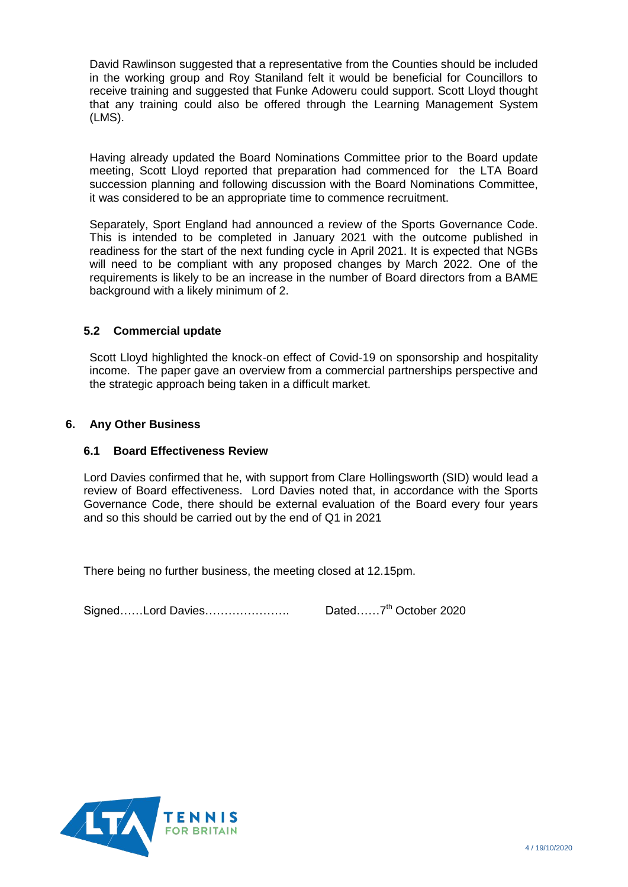David Rawlinson suggested that a representative from the Counties should be included in the working group and Roy Staniland felt it would be beneficial for Councillors to receive training and suggested that Funke Adoweru could support. Scott Lloyd thought that any training could also be offered through the Learning Management System (LMS).

Having already updated the Board Nominations Committee prior to the Board update meeting, Scott Lloyd reported that preparation had commenced for the LTA Board succession planning and following discussion with the Board Nominations Committee, it was considered to be an appropriate time to commence recruitment.

Separately, Sport England had announced a review of the Sports Governance Code. This is intended to be completed in January 2021 with the outcome published in readiness for the start of the next funding cycle in April 2021. It is expected that NGBs will need to be compliant with any proposed changes by March 2022. One of the requirements is likely to be an increase in the number of Board directors from a BAME background with a likely minimum of 2.

### 5.2 Commercial update

Scott Lloyd highlighted the knock-on effect of Covid-19 on sponsorship and hospitality income. The paper gave an overview from a commercial partnerships perspective and the strategic approach being taken in a difficult market.

## 6. Any Other Business

### 6.1 Board Effectiveness Review

Lord Davies confirmed that he, with support from Clare Hollingsworth (SID) would lead a review of Board effectiveness. Lord Davies noted that, in accordance with the Sports Governance Code, there should be external evaluation of the Board every four years and so this should be carried out by the end of Q1 in 2021

There being no further business, the meeting closed at 12.15pm.

Signed……Lord Davies………………….  Dated……7th October 2020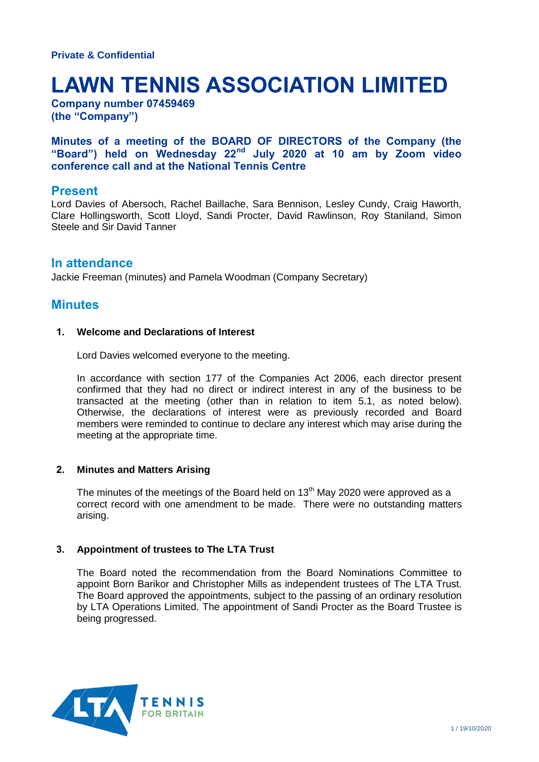**Private & Confidential**

# LAWN TENNIS ASSOCIATION LIMITED

**Company number 07459469**
**(the "Company")**

**Minutes of a meeting of the BOARD OF DIRECTORS of the Company (the "Board") held on Wednesday 22nd July 2020 at 10 am by Zoom video conference call and at the National Tennis Centre**

## Present

Lord Davies of Abersoch, Rachel Baillache, Sara Bennison, Lesley Cundy, Craig Haworth, Clare Hollingsworth, Scott Lloyd, Sandi Procter, David Rawlinson, Roy Staniland, Simon Steele and Sir David Tanner

## In attendance

Jackie Freeman (minutes) and Pamela Woodman (Company Secretary)

## Minutes

**1. Welcome and Declarations of Interest**

Lord Davies welcomed everyone to the meeting.

In accordance with section 177 of the Companies Act 2006, each director present confirmed that they had no direct or indirect interest in any of the business to be transacted at the meeting (other than in relation to item 5.1, as noted below). Otherwise, the declarations of interest were as previously recorded and Board members were reminded to continue to declare any interest which may arise during the meeting at the appropriate time.

**2. Minutes and Matters Arising**

The minutes of the meetings of the Board held on 13th May 2020 were approved as a correct record with one amendment to be made. There were no outstanding matters arising.

**3. Appointment of trustees to The LTA Trust**

The Board noted the recommendation from the Board Nominations Committee to appoint Born Barikor and Christopher Mills as independent trustees of The LTA Trust. The Board approved the appointments, subject to the passing of an ordinary resolution by LTA Operations Limited. The appointment of Sandi Procter as the Board Trustee is being progressed.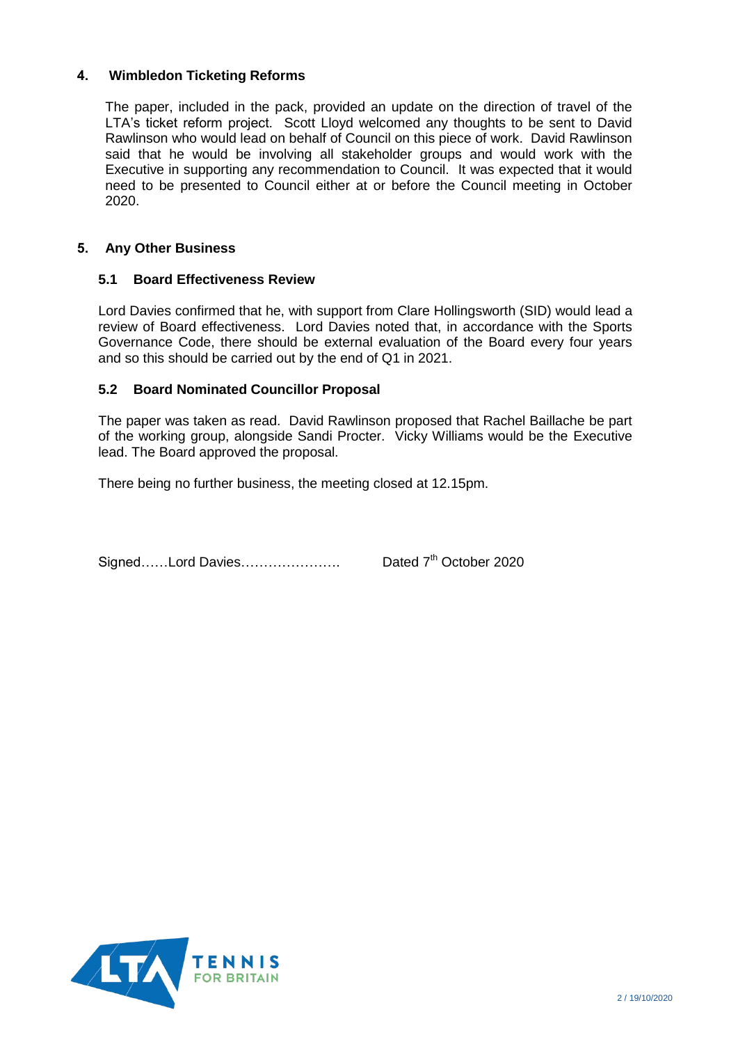## 4. Wimbledon Ticketing Reforms

The paper, included in the pack, provided an update on the direction of travel of the LTA's ticket reform project. Scott Lloyd welcomed any thoughts to be sent to David Rawlinson who would lead on behalf of Council on this piece of work. David Rawlinson said that he would be involving all stakeholder groups and would work with the Executive in supporting any recommendation to Council. It was expected that it would need to be presented to Council either at or before the Council meeting in October 2020.

## 5. Any Other Business

### 5.1 Board Effectiveness Review

Lord Davies confirmed that he, with support from Clare Hollingsworth (SID) would lead a review of Board effectiveness. Lord Davies noted that, in accordance with the Sports Governance Code, there should be external evaluation of the Board every four years and so this should be carried out by the end of Q1 in 2021.

### 5.2 Board Nominated Councillor Proposal

The paper was taken as read. David Rawlinson proposed that Rachel Baillache be part of the working group, alongside Sandi Procter. Vicky Williams would be the Executive lead. The Board approved the proposal.

There being no further business, the meeting closed at 12.15pm.

Signed……Lord Davies…………………. Dated 7th October 2020